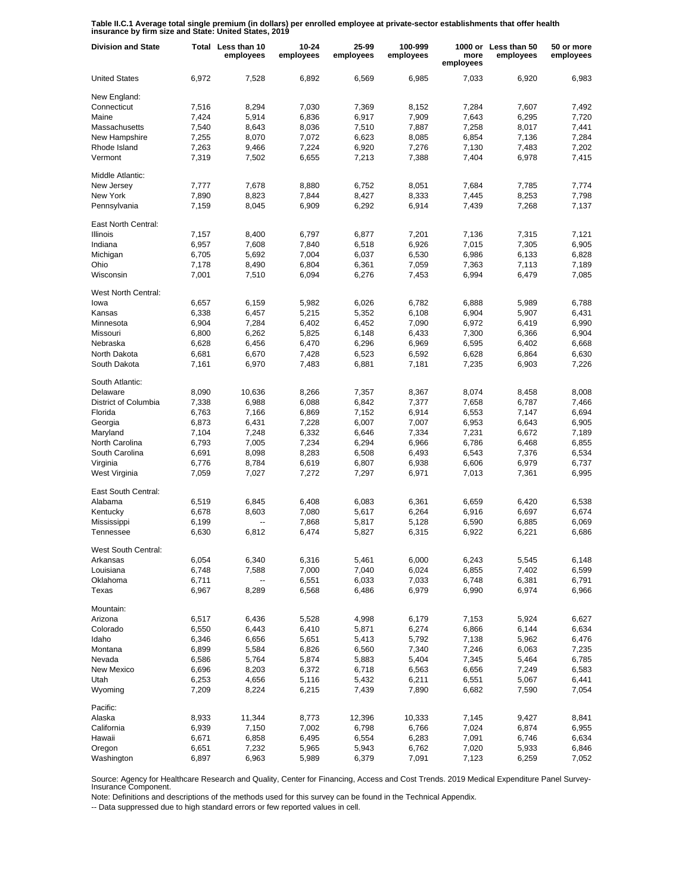**Table II.C.1 Average total single premium (in dollars) per enrolled employee at private-sector establishments that offer health insurance by firm size and State: United States, 2019**

| Division and State | Total | Less than 10 employees | 10-24 employees | 25-99 employees | 100-999 employees | 1000 or more employees | Less than 50 employees | 50 or more employees |
|---|---|---|---|---|---|---|---|---|
| United States | 6,972 | 7,528 | 6,892 | 6,569 | 6,985 | 7,033 | 6,920 | 6,983 |
| New England: | | | | | | | | |
| Connecticut | 7,516 | 8,294 | 7,030 | 7,369 | 8,152 | 7,284 | 7,607 | 7,492 |
| Maine | 7,424 | 5,914 | 6,836 | 6,917 | 7,909 | 7,643 | 6,295 | 7,720 |
| Massachusetts | 7,540 | 8,643 | 8,036 | 7,510 | 7,887 | 7,258 | 8,017 | 7,441 |
| New Hampshire | 7,255 | 8,070 | 7,072 | 6,623 | 8,085 | 6,854 | 7,136 | 7,284 |
| Rhode Island | 7,263 | 9,466 | 7,224 | 6,920 | 7,276 | 7,130 | 7,483 | 7,202 |
| Vermont | 7,319 | 7,502 | 6,655 | 7,213 | 7,388 | 7,404 | 6,978 | 7,415 |
| Middle Atlantic: | | | | | | | | |
| New Jersey | 7,777 | 7,678 | 8,880 | 6,752 | 8,051 | 7,684 | 7,785 | 7,774 |
| New York | 7,890 | 8,823 | 7,844 | 8,427 | 8,333 | 7,445 | 8,253 | 7,798 |
| Pennsylvania | 7,159 | 8,045 | 6,909 | 6,292 | 6,914 | 7,439 | 7,268 | 7,137 |
| East North Central: | | | | | | | | |
| Illinois | 7,157 | 8,400 | 6,797 | 6,877 | 7,201 | 7,136 | 7,315 | 7,121 |
| Indiana | 6,957 | 7,608 | 7,840 | 6,518 | 6,926 | 7,015 | 7,305 | 6,905 |
| Michigan | 6,705 | 5,692 | 7,004 | 6,037 | 6,530 | 6,986 | 6,133 | 6,828 |
| Ohio | 7,178 | 8,490 | 6,804 | 6,361 | 7,059 | 7,363 | 7,113 | 7,189 |
| Wisconsin | 7,001 | 7,510 | 6,094 | 6,276 | 7,453 | 6,994 | 6,479 | 7,085 |
| West North Central: | | | | | | | | |
| Iowa | 6,657 | 6,159 | 5,982 | 6,026 | 6,782 | 6,888 | 5,989 | 6,788 |
| Kansas | 6,338 | 6,457 | 5,215 | 5,352 | 6,108 | 6,904 | 5,907 | 6,431 |
| Minnesota | 6,904 | 7,284 | 6,402 | 6,452 | 7,090 | 6,972 | 6,419 | 6,990 |
| Missouri | 6,800 | 6,262 | 5,825 | 6,148 | 6,433 | 7,300 | 6,366 | 6,904 |
| Nebraska | 6,628 | 6,456 | 6,470 | 6,296 | 6,969 | 6,595 | 6,402 | 6,668 |
| North Dakota | 6,681 | 6,670 | 7,428 | 6,523 | 6,592 | 6,628 | 6,864 | 6,630 |
| South Dakota | 7,161 | 6,970 | 7,483 | 6,881 | 7,181 | 7,235 | 6,903 | 7,226 |
| South Atlantic: | | | | | | | | |
| Delaware | 8,090 | 10,636 | 8,266 | 7,357 | 8,367 | 8,074 | 8,458 | 8,008 |
| District of Columbia | 7,338 | 6,988 | 6,088 | 6,842 | 7,377 | 7,658 | 6,787 | 7,466 |
| Florida | 6,763 | 7,166 | 6,869 | 7,152 | 6,914 | 6,553 | 7,147 | 6,694 |
| Georgia | 6,873 | 6,431 | 7,228 | 6,007 | 7,007 | 6,953 | 6,643 | 6,905 |
| Maryland | 7,104 | 7,248 | 6,332 | 6,646 | 7,334 | 7,231 | 6,672 | 7,189 |
| North Carolina | 6,793 | 7,005 | 7,234 | 6,294 | 6,966 | 6,786 | 6,468 | 6,855 |
| South Carolina | 6,691 | 8,098 | 8,283 | 6,508 | 6,493 | 6,543 | 7,376 | 6,534 |
| Virginia | 6,776 | 8,784 | 6,619 | 6,807 | 6,938 | 6,606 | 6,979 | 6,737 |
| West Virginia | 7,059 | 7,027 | 7,272 | 7,297 | 6,971 | 7,013 | 7,361 | 6,995 |
| East South Central: | | | | | | | | |
| Alabama | 6,519 | 6,845 | 6,408 | 6,083 | 6,361 | 6,659 | 6,420 | 6,538 |
| Kentucky | 6,678 | 8,603 | 7,080 | 5,617 | 6,264 | 6,916 | 6,697 | 6,674 |
| Mississippi | 6,199 | -- | 7,868 | 5,817 | 5,128 | 6,590 | 6,885 | 6,069 |
| Tennessee | 6,630 | 6,812 | 6,474 | 5,827 | 6,315 | 6,922 | 6,221 | 6,686 |
| West South Central: | | | | | | | | |
| Arkansas | 6,054 | 6,340 | 6,316 | 5,461 | 6,000 | 6,243 | 5,545 | 6,148 |
| Louisiana | 6,748 | 7,588 | 7,000 | 7,040 | 6,024 | 6,855 | 7,402 | 6,599 |
| Oklahoma | 6,711 | -- | 6,551 | 6,033 | 7,033 | 6,748 | 6,381 | 6,791 |
| Texas | 6,967 | 8,289 | 6,568 | 6,486 | 6,979 | 6,990 | 6,974 | 6,966 |
| Mountain: | | | | | | | | |
| Arizona | 6,517 | 6,436 | 5,528 | 4,998 | 6,179 | 7,153 | 5,924 | 6,627 |
| Colorado | 6,550 | 6,443 | 6,410 | 5,871 | 6,274 | 6,866 | 6,144 | 6,634 |
| Idaho | 6,346 | 6,656 | 5,651 | 5,413 | 5,792 | 7,138 | 5,962 | 6,476 |
| Montana | 6,899 | 5,584 | 6,826 | 6,560 | 7,340 | 7,246 | 6,063 | 7,235 |
| Nevada | 6,586 | 5,764 | 5,874 | 5,883 | 5,404 | 7,345 | 5,464 | 6,785 |
| New Mexico | 6,696 | 8,203 | 6,372 | 6,718 | 6,563 | 6,656 | 7,249 | 6,583 |
| Utah | 6,253 | 4,656 | 5,116 | 5,432 | 6,211 | 6,551 | 5,067 | 6,441 |
| Wyoming | 7,209 | 8,224 | 6,215 | 7,439 | 7,890 | 6,682 | 7,590 | 7,054 |
| Pacific: | | | | | | | | |
| Alaska | 8,933 | 11,344 | 8,773 | 12,396 | 10,333 | 7,145 | 9,427 | 8,841 |
| California | 6,939 | 7,150 | 7,002 | 6,798 | 6,766 | 7,024 | 6,874 | 6,955 |
| Hawaii | 6,671 | 6,858 | 6,495 | 6,554 | 6,283 | 7,091 | 6,746 | 6,634 |
| Oregon | 6,651 | 7,232 | 5,965 | 5,943 | 6,762 | 7,020 | 5,933 | 6,846 |
| Washington | 6,897 | 6,963 | 5,989 | 6,379 | 7,091 | 7,123 | 6,259 | 7,052 |

Source: Agency for Healthcare Research and Quality, Center for Financing, Access and Cost Trends. 2019 Medical Expenditure Panel Survey-Insurance Component.

Note: Definitions and descriptions of the methods used for this survey can be found in the Technical Appendix.

-- Data suppressed due to high standard errors or few reported values in cell.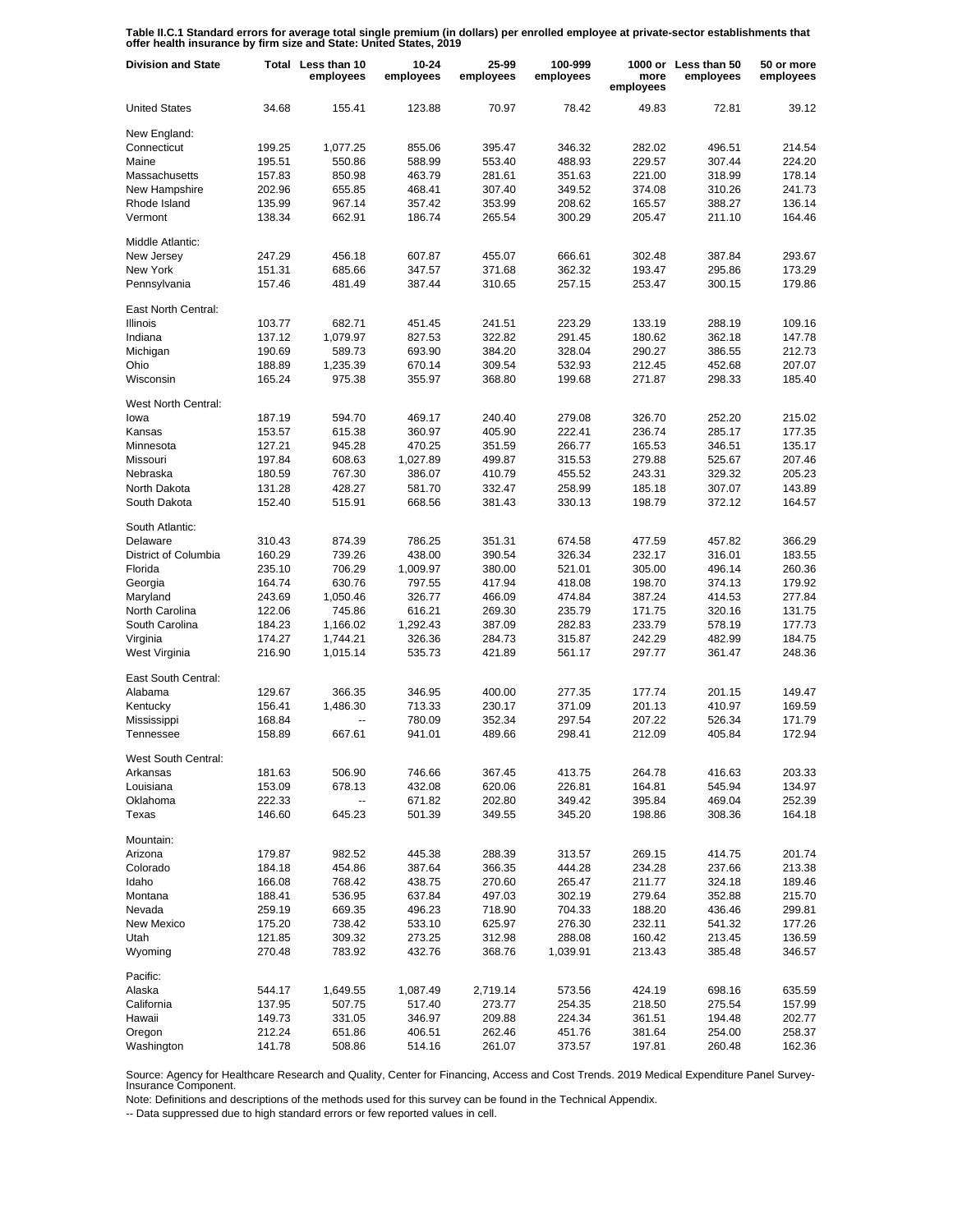**Table II.C.1 Standard errors for average total single premium (in dollars) per enrolled employee at private-sector establishments that offer health insurance by firm size and State: United States, 2019**

| Division and State | Total | Less than 10 employees | 10-24 employees | 25-99 employees | 100-999 employees | 1000 or more employees | Less than 50 employees | 50 or more employees |
|---|---|---|---|---|---|---|---|---|
| United States | 34.68 | 155.41 | 123.88 | 70.97 | 78.42 | 49.83 | 72.81 | 39.12 |
| New England: | | | | | | | | |
| Connecticut | 199.25 | 1,077.25 | 855.06 | 395.47 | 346.32 | 282.02 | 496.51 | 214.54 |
| Maine | 195.51 | 550.86 | 588.99 | 553.40 | 488.93 | 229.57 | 307.44 | 224.20 |
| Massachusetts | 157.83 | 850.98 | 463.79 | 281.61 | 351.63 | 221.00 | 318.99 | 178.14 |
| New Hampshire | 202.96 | 655.85 | 468.41 | 307.40 | 349.52 | 374.08 | 310.26 | 241.73 |
| Rhode Island | 135.99 | 967.14 | 357.42 | 353.99 | 208.62 | 165.57 | 388.27 | 136.14 |
| Vermont | 138.34 | 662.91 | 186.74 | 265.54 | 300.29 | 205.47 | 211.10 | 164.46 |
| Middle Atlantic: | | | | | | | | |
| New Jersey | 247.29 | 456.18 | 607.87 | 455.07 | 666.61 | 302.48 | 387.84 | 293.67 |
| New York | 151.31 | 685.66 | 347.57 | 371.68 | 362.32 | 193.47 | 295.86 | 173.29 |
| Pennsylvania | 157.46 | 481.49 | 387.44 | 310.65 | 257.15 | 253.47 | 300.15 | 179.86 |
| East North Central: | | | | | | | | |
| Illinois | 103.77 | 682.71 | 451.45 | 241.51 | 223.29 | 133.19 | 288.19 | 109.16 |
| Indiana | 137.12 | 1,079.97 | 827.53 | 322.82 | 291.45 | 180.62 | 362.18 | 147.78 |
| Michigan | 190.69 | 589.73 | 693.90 | 384.20 | 328.04 | 290.27 | 386.55 | 212.73 |
| Ohio | 188.89 | 1,235.39 | 670.14 | 309.54 | 532.93 | 212.45 | 452.68 | 207.07 |
| Wisconsin | 165.24 | 975.38 | 355.97 | 368.80 | 199.68 | 271.87 | 298.33 | 185.40 |
| West North Central: | | | | | | | | |
| Iowa | 187.19 | 594.70 | 469.17 | 240.40 | 279.08 | 326.70 | 252.20 | 215.02 |
| Kansas | 153.57 | 615.38 | 360.97 | 405.90 | 222.41 | 236.74 | 285.17 | 177.35 |
| Minnesota | 127.21 | 945.28 | 470.25 | 351.59 | 266.77 | 165.53 | 346.51 | 135.17 |
| Missouri | 197.84 | 608.63 | 1,027.89 | 499.87 | 315.53 | 279.88 | 525.67 | 207.46 |
| Nebraska | 180.59 | 767.30 | 386.07 | 410.79 | 455.52 | 243.31 | 329.32 | 205.23 |
| North Dakota | 131.28 | 428.27 | 581.70 | 332.47 | 258.99 | 185.18 | 307.07 | 143.89 |
| South Dakota | 152.40 | 515.91 | 668.56 | 381.43 | 330.13 | 198.79 | 372.12 | 164.57 |
| South Atlantic: | | | | | | | | |
| Delaware | 310.43 | 874.39 | 786.25 | 351.31 | 674.58 | 477.59 | 457.82 | 366.29 |
| District of Columbia | 160.29 | 739.26 | 438.00 | 390.54 | 326.34 | 232.17 | 316.01 | 183.55 |
| Florida | 235.10 | 706.29 | 1,009.97 | 380.00 | 521.01 | 305.00 | 496.14 | 260.36 |
| Georgia | 164.74 | 630.76 | 797.55 | 417.94 | 418.08 | 198.70 | 374.13 | 179.92 |
| Maryland | 243.69 | 1,050.46 | 326.77 | 466.09 | 474.84 | 387.24 | 414.53 | 277.84 |
| North Carolina | 122.06 | 745.86 | 616.21 | 269.30 | 235.79 | 171.75 | 320.16 | 131.75 |
| South Carolina | 184.23 | 1,166.02 | 1,292.43 | 387.09 | 282.83 | 233.79 | 578.19 | 177.73 |
| Virginia | 174.27 | 1,744.21 | 326.36 | 284.73 | 315.87 | 242.29 | 482.99 | 184.75 |
| West Virginia | 216.90 | 1,015.14 | 535.73 | 421.89 | 561.17 | 297.77 | 361.47 | 248.36 |
| East South Central: | | | | | | | | |
| Alabama | 129.67 | 366.35 | 346.95 | 400.00 | 277.35 | 177.74 | 201.15 | 149.47 |
| Kentucky | 156.41 | 1,486.30 | 713.33 | 230.17 | 371.09 | 201.13 | 410.97 | 169.59 |
| Mississippi | 168.84 | -- | 780.09 | 352.34 | 297.54 | 207.22 | 526.34 | 171.79 |
| Tennessee | 158.89 | 667.61 | 941.01 | 489.66 | 298.41 | 212.09 | 405.84 | 172.94 |
| West South Central: | | | | | | | | |
| Arkansas | 181.63 | 506.90 | 746.66 | 367.45 | 413.75 | 264.78 | 416.63 | 203.33 |
| Louisiana | 153.09 | 678.13 | 432.08 | 620.06 | 226.81 | 164.81 | 545.94 | 134.97 |
| Oklahoma | 222.33 | -- | 671.82 | 202.80 | 349.42 | 395.84 | 469.04 | 252.39 |
| Texas | 146.60 | 645.23 | 501.39 | 349.55 | 345.20 | 198.86 | 308.36 | 164.18 |
| Mountain: | | | | | | | | |
| Arizona | 179.87 | 982.52 | 445.38 | 288.39 | 313.57 | 269.15 | 414.75 | 201.74 |
| Colorado | 184.18 | 454.86 | 387.64 | 366.35 | 444.28 | 234.28 | 237.66 | 213.38 |
| Idaho | 166.08 | 768.42 | 438.75 | 270.60 | 265.47 | 211.77 | 324.18 | 189.46 |
| Montana | 188.41 | 536.95 | 637.84 | 497.03 | 302.19 | 279.64 | 352.88 | 215.70 |
| Nevada | 259.19 | 669.35 | 496.23 | 718.90 | 704.33 | 188.20 | 436.46 | 299.81 |
| New Mexico | 175.20 | 738.42 | 533.10 | 625.97 | 276.30 | 232.11 | 541.32 | 177.26 |
| Utah | 121.85 | 309.32 | 273.25 | 312.98 | 288.08 | 160.42 | 213.45 | 136.59 |
| Wyoming | 270.48 | 783.92 | 432.76 | 368.76 | 1,039.91 | 213.43 | 385.48 | 346.57 |
| Pacific: | | | | | | | | |
| Alaska | 544.17 | 1,649.55 | 1,087.49 | 2,719.14 | 573.56 | 424.19 | 698.16 | 635.59 |
| California | 137.95 | 507.75 | 517.40 | 273.77 | 254.35 | 218.50 | 275.54 | 157.99 |
| Hawaii | 149.73 | 331.05 | 346.97 | 209.88 | 224.34 | 361.51 | 194.48 | 202.77 |
| Oregon | 212.24 | 651.86 | 406.51 | 262.46 | 451.76 | 381.64 | 254.00 | 258.37 |
| Washington | 141.78 | 508.86 | 514.16 | 261.07 | 373.57 | 197.81 | 260.48 | 162.36 |

Source: Agency for Healthcare Research and Quality, Center for Financing, Access and Cost Trends. 2019 Medical Expenditure Panel Survey-Insurance Component.

Note: Definitions and descriptions of the methods used for this survey can be found in the Technical Appendix.

-- Data suppressed due to high standard errors or few reported values in cell.